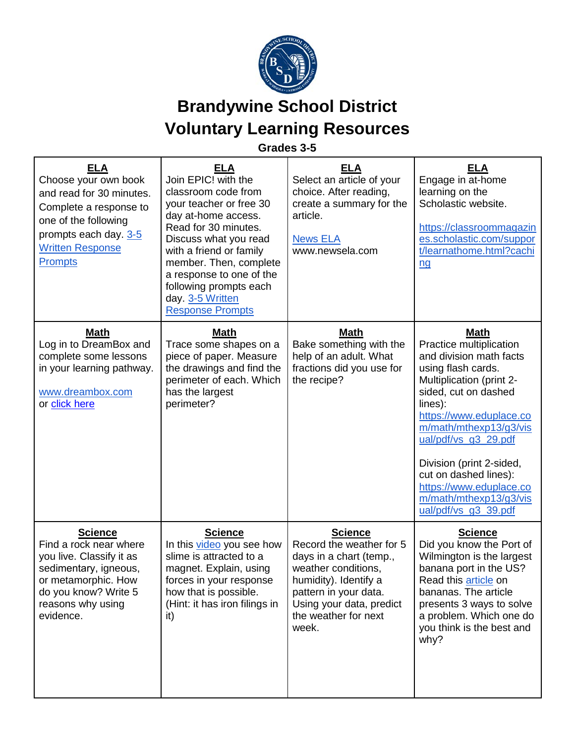# Brandywine School District
# Voluntary Learning Resources

**Grades 3-5**

| **ELA** | **ELA** | **ELA** | **ELA** |
|---|---|---|---|
| Choose your own book and read for 30 minutes. Complete a response to one of the following prompts each day. [3-5 Written Response Prompts] | Join EPIC! with the classroom code from your teacher or free 30 day at-home access. Read for 30 minutes. Discuss what you read with a friend or family member. Then, complete a response to one of the following prompts each day. [3-5 Written Response Prompts] | Select an article of your choice. After reading, create a summary for the article.<br><br>[News ELA]<br>www.newsela.com | Engage in at-home learning on the Scholastic website.<br><br>https://classroommagazines.scholastic.com/support/learnathome.html?caching |
| **Math**<br>Log in to DreamBox and complete some lessons in your learning pathway.<br><br>www.dreambox.com<br>or [click here] | **Math**<br>Trace some shapes on a piece of paper. Measure the drawings and find the perimeter of each. Which has the largest perimeter? | **Math**<br>Bake something with the help of an adult. What fractions did you use for the recipe? | **Math**<br>Practice multiplication and division math facts using flash cards. Multiplication (print 2-sided, cut on dashed lines):<br>https://www.eduplace.com/math/mthexp13/g3/visual/pdf/vs_g3_29.pdf<br><br>Division (print 2-sided, cut on dashed lines):<br>https://www.eduplace.com/math/mthexp13/g3/visual/pdf/vs_g3_39.pdf |
| **Science**<br>Find a rock near where you live. Classify it as sedimentary, igneous, or metamorphic. How do you know? Write 5 reasons why using evidence. | **Science**<br>In this [video] you see how slime is attracted to a magnet. Explain, using forces in your response how that is possible. (Hint: it has iron filings in it) | **Science**<br>Record the weather for 5 days in a chart (temp., weather conditions, humidity). Identify a pattern in your data. Using your data, predict the weather for next week. | **Science**<br>Did you know the Port of Wilmington is the largest banana port in the US? Read this [article] on bananas. The article presents 3 ways to solve a problem. Which one do you think is the best and why? |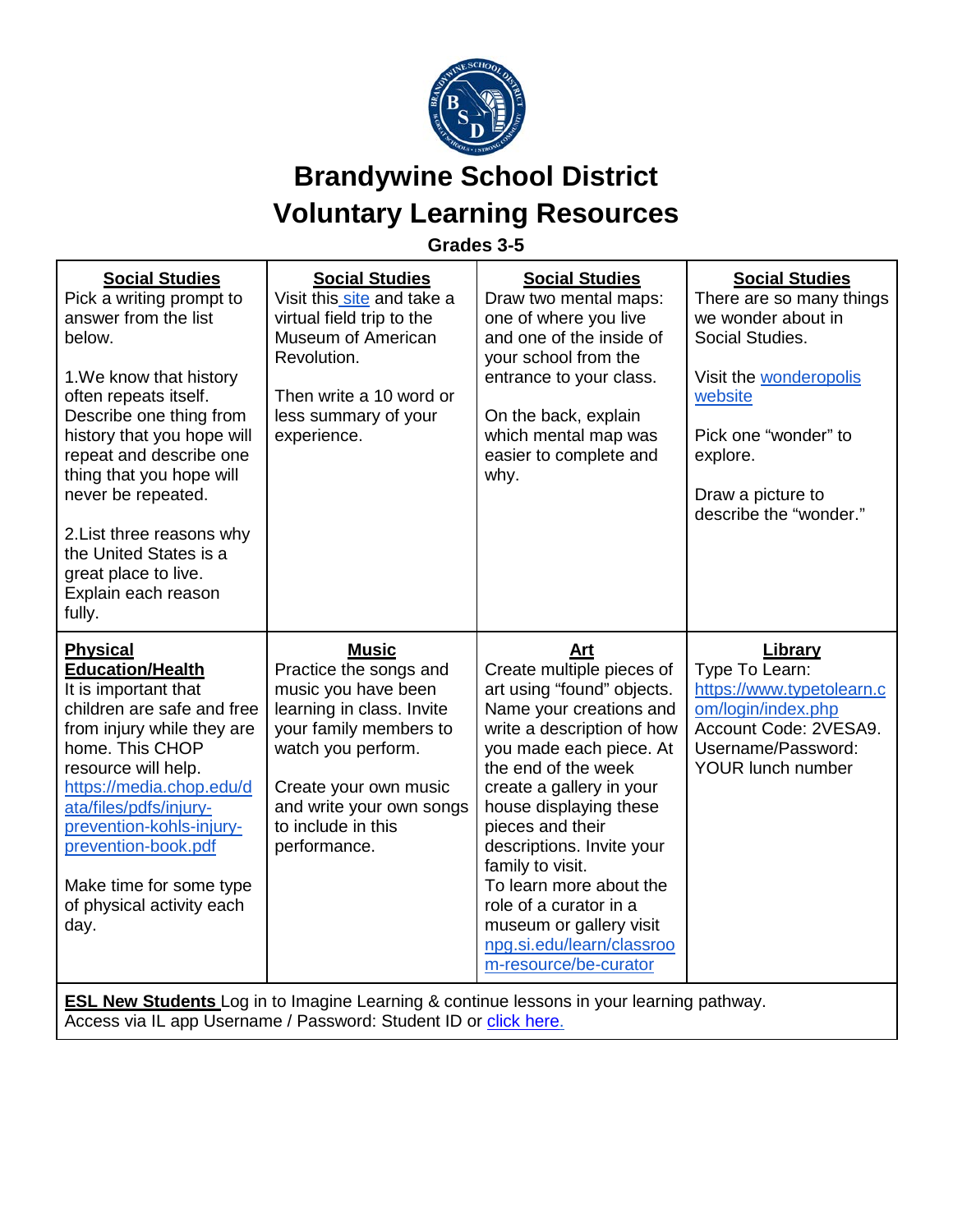# Brandywine School District

## Voluntary Learning Resources

**Grades 3-5**

| | | | |
|---|---|---|---|
| **Social Studies**<br>Pick a writing prompt to answer from the list below.<br><br>1.We know that history often repeats itself. Describe one thing from history that you hope will repeat and describe one thing that you hope will never be repeated.<br><br>2.List three reasons why the United States is a great place to live. Explain each reason fully. | **Social Studies**<br>Visit this site and take a virtual field trip to the Museum of American Revolution.<br><br>Then write a 10 word or less summary of your experience. | **Social Studies**<br>Draw two mental maps: one of where you live and one of the inside of your school from the entrance to your class.<br><br>On the back, explain which mental map was easier to complete and why. | **Social Studies**<br>There are so many things we wonder about in Social Studies.<br><br>Visit the wonderopolis website<br><br>Pick one "wonder" to explore.<br><br>Draw a picture to describe the "wonder." |
| **Physical Education/Health**<br>It is important that children are safe and free from injury while they are home. This CHOP resource will help.<br>https://media.chop.edu/data/files/pdfs/injury-prevention-kohls-injury-prevention-book.pdf<br><br>Make time for some type of physical activity each day. | **Music**<br>Practice the songs and music you have been learning in class. Invite your family members to watch you perform.<br><br>Create your own music and write your own songs to include in this performance. | **Art**<br>Create multiple pieces of art using "found" objects. Name your creations and write a description of how you made each piece. At the end of the week create a gallery in your house displaying these pieces and their descriptions. Invite your family to visit.<br>To learn more about the role of a curator in a museum or gallery visit npg.si.edu/learn/classroom-resource/be-curator | **Library**<br>Type To Learn:<br>https://www.typetolearn.com/login/index.php<br>Account Code: 2VESA9.<br>Username/Password: YOUR lunch number |

**ESL New Students** Log in to Imagine Learning & continue lessons in your learning pathway.
Access via IL app Username / Password: Student ID or click here.